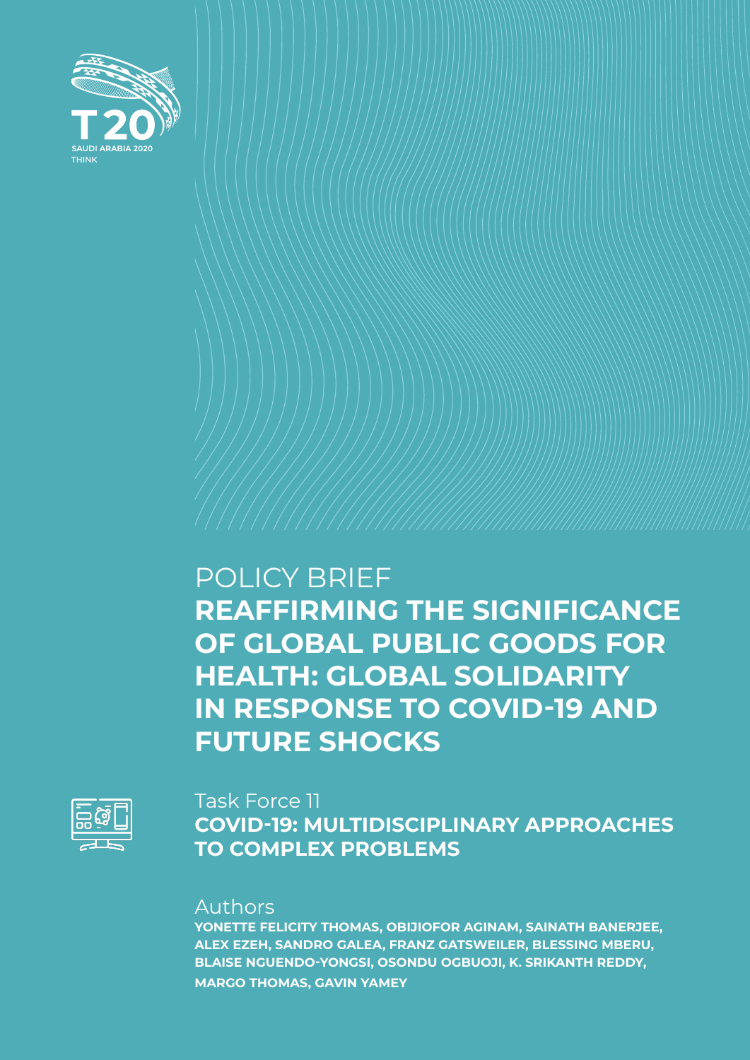T20 SAUDI ARABIA 2020 THINK

POLICY BRIEF

# REAFFIRMING THE SIGNIFICANCE OF GLOBAL PUBLIC GOODS FOR HEALTH: GLOBAL SOLIDARITY IN RESPONSE TO COVID-19 AND FUTURE SHOCKS

Task Force 11

## COVID-19: MULTIDISCIPLINARY APPROACHES TO COMPLEX PROBLEMS

Authors

**YONETTE FELICITY THOMAS, OBIJIOFOR AGINAM, SAINATH BANERJEE, ALEX EZEH, SANDRO GALEA, FRANZ GATSWEILER, BLESSING MBERU, BLAISE NGUENDO-YONGSI, OSONDU OGBUOJI, K. SRIKANTH REDDY, MARGO THOMAS, GAVIN YAMEY**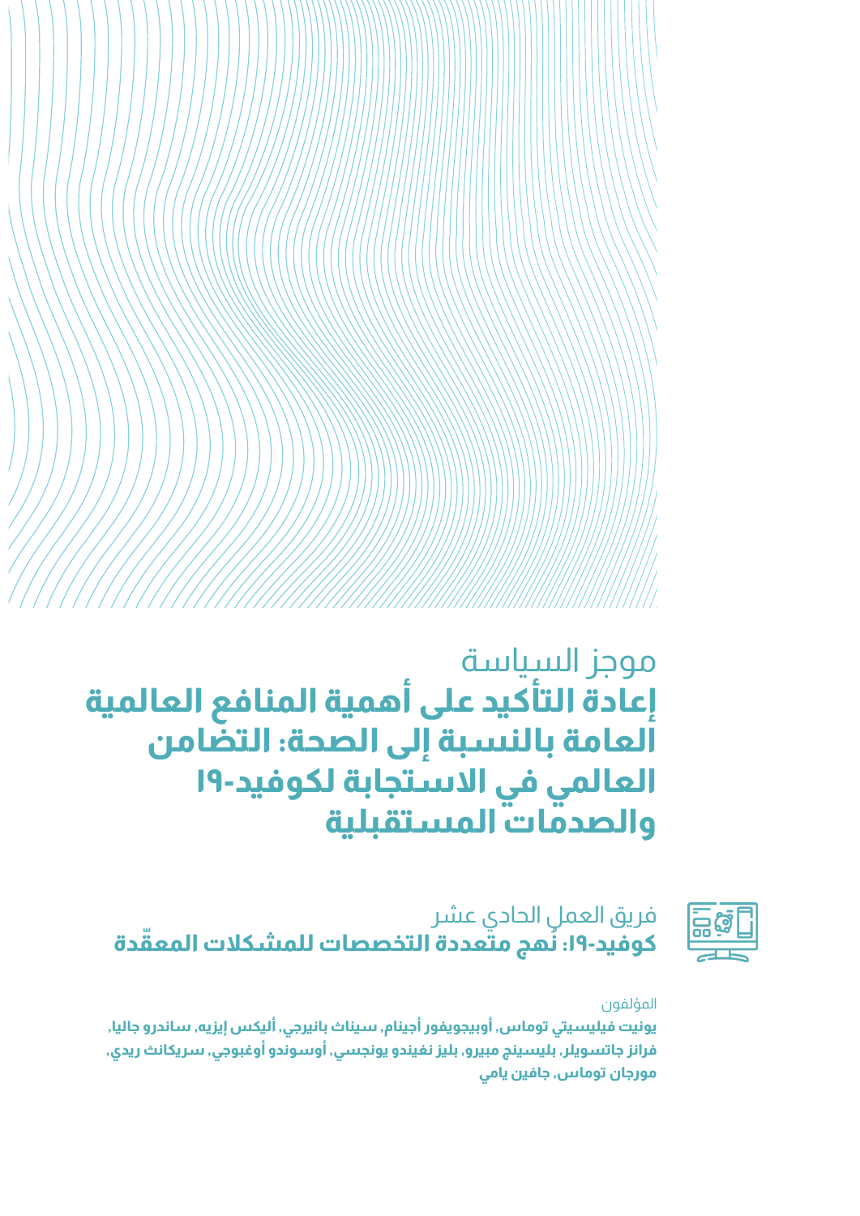موجز السياسة

# إعادة التأكيد على أهمية المنافع العالمية العامة بالنسبة إلى الصحة: التضامن العالمي في الاستجابة لكوفيد-١٩ والصدمات المستقبلية

فريق العمل الحادي عشر

**كوفيد-١٩: نُهج متعددة التخصصات للمشكلات المعقّدة**

المؤلفون

**يونيت فيليسيتي توماس, أوبيجويفور أجينام, سيناث بانيرجي, أليكس إيزيه, ساندرو جاليا, فرانز جاتسويلر, بليسينج مبيرو, بليز نغيندو يونجسي, أوسوندو أوغبوجي, سريكانث ريدي, مورجان توماس, جافين يامي**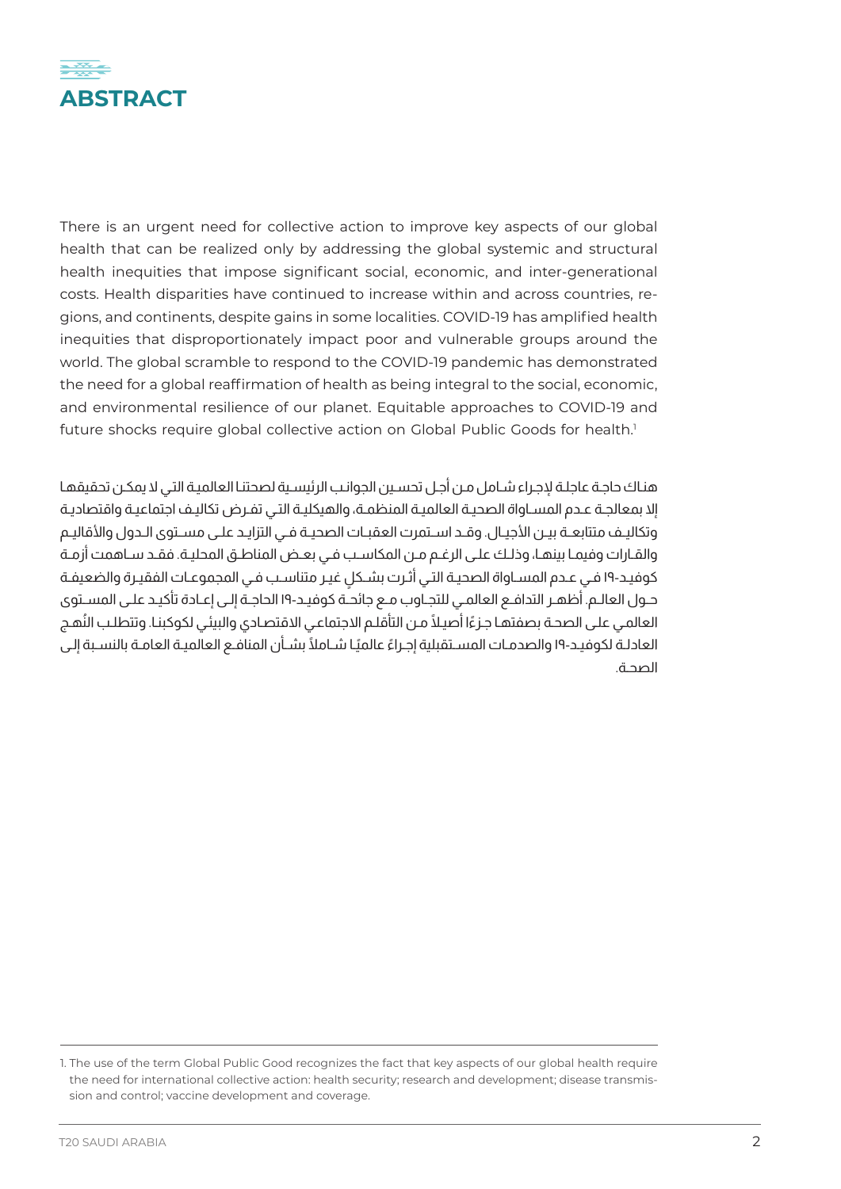# ABSTRACT

There is an urgent need for collective action to improve key aspects of our global health that can be realized only by addressing the global systemic and structural health inequities that impose significant social, economic, and inter-generational costs. Health disparities have continued to increase within and across countries, regions, and continents, despite gains in some localities. COVID-19 has amplified health inequities that disproportionately impact poor and vulnerable groups around the world. The global scramble to respond to the COVID-19 pandemic has demonstrated the need for a global reaffirmation of health as being integral to the social, economic, and environmental resilience of our planet. Equitable approaches to COVID-19 and future shocks require global collective action on Global Public Goods for health.[1]

هناك حاجة عاجلة لإجراء شامل من أجل تحسين الجوانب الرئيسية لصحتنا العالمية التي لا يمكن تحقيقها إلا بمعالجة عدم المساواة الصحية العالمية المنظمة، والهيكلية التي تفرض تكاليف اجتماعية واقتصادية وتكاليف متتابعة بين الأجيال. وقد استمرت العقبات الصحية في التزايد على مستوى الدول والأقاليم والقارات وفيما بينها، وذلك على الرغم من المكاسب في بعض المناطق المحلية. فقد ساهمت أزمة كوفيد-١٩ في عدم المساواة الصحية التي أثرت بشكلٍ غير متناسب في المجموعات الفقيرة والضعيفة حول العالم. أظهر التدافع العالمي للتجاوب مع جائحة كوفيد-١٩ الحاجة إلى إعادة تأكيد على المستوى العالمي على الصحة بصفتها جزءًا أصيلاً من التأقلم الاجتماعي الاقتصادي والبيئي لكوكبنا. وتتطلب النُهج العادلة لكوفيد-١٩ والصدمات المستقبلية إجراءً عالميًا شاملاً بشأن المنافع العالمية العامة بالنسبة إلى الصحة.

1. The use of the term Global Public Good recognizes the fact that key aspects of our global health require the need for international collective action: health security; research and development; disease transmission and control; vaccine development and coverage.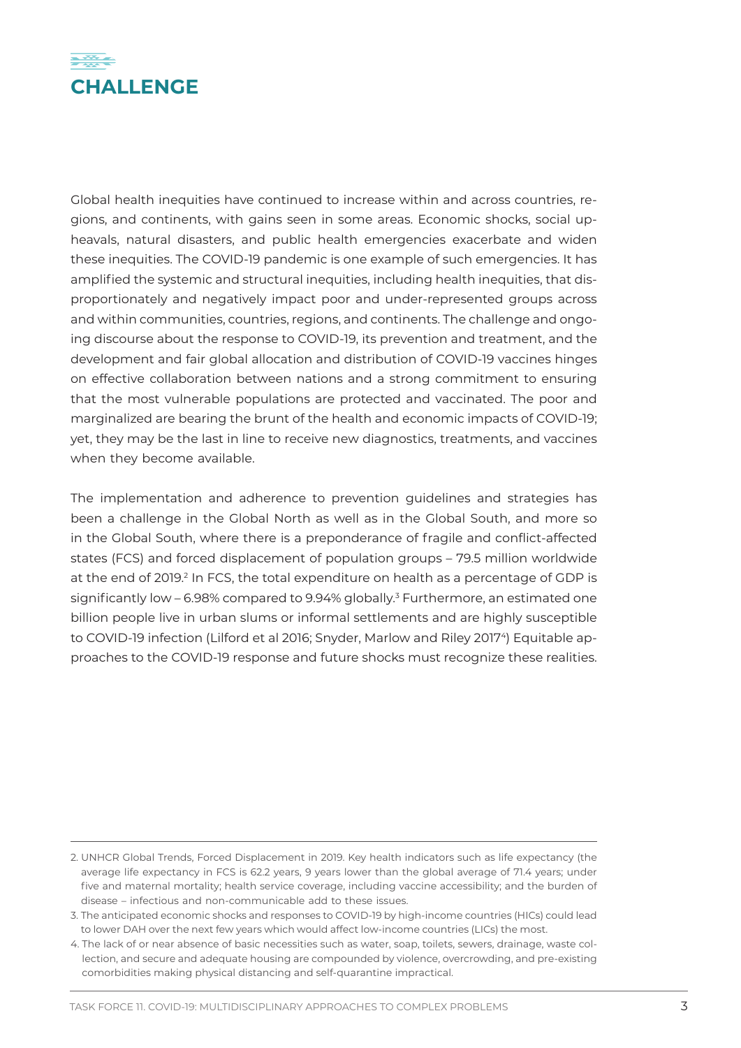# CHALLENGE

Global health inequities have continued to increase within and across countries, regions, and continents, with gains seen in some areas. Economic shocks, social upheavals, natural disasters, and public health emergencies exacerbate and widen these inequities. The COVID-19 pandemic is one example of such emergencies. It has amplified the systemic and structural inequities, including health inequities, that disproportionately and negatively impact poor and under-represented groups across and within communities, countries, regions, and continents. The challenge and ongoing discourse about the response to COVID-19, its prevention and treatment, and the development and fair global allocation and distribution of COVID-19 vaccines hinges on effective collaboration between nations and a strong commitment to ensuring that the most vulnerable populations are protected and vaccinated. The poor and marginalized are bearing the brunt of the health and economic impacts of COVID-19; yet, they may be the last in line to receive new diagnostics, treatments, and vaccines when they become available.

The implementation and adherence to prevention guidelines and strategies has been a challenge in the Global North as well as in the Global South, and more so in the Global South, where there is a preponderance of fragile and conflict-affected states (FCS) and forced displacement of population groups – 79.5 million worldwide at the end of 2019.[2] In FCS, the total expenditure on health as a percentage of GDP is significantly low – 6.98% compared to 9.94% globally.[3] Furthermore, an estimated one billion people live in urban slums or informal settlements and are highly susceptible to COVID-19 infection (Lilford et al 2016; Snyder, Marlow and Riley 2017[4]) Equitable approaches to the COVID-19 response and future shocks must recognize these realities.

---

2. UNHCR Global Trends, Forced Displacement in 2019. Key health indicators such as life expectancy (the average life expectancy in FCS is 62.2 years, 9 years lower than the global average of 71.4 years; under five and maternal mortality; health service coverage, including vaccine accessibility; and the burden of disease – infectious and non-communicable add to these issues.

3. The anticipated economic shocks and responses to COVID-19 by high-income countries (HICs) could lead to lower DAH over the next few years which would affect low-income countries (LICs) the most.

4. The lack of or near absence of basic necessities such as water, soap, toilets, sewers, drainage, waste collection, and secure and adequate housing are compounded by violence, overcrowding, and pre-existing comorbidities making physical distancing and self-quarantine impractical.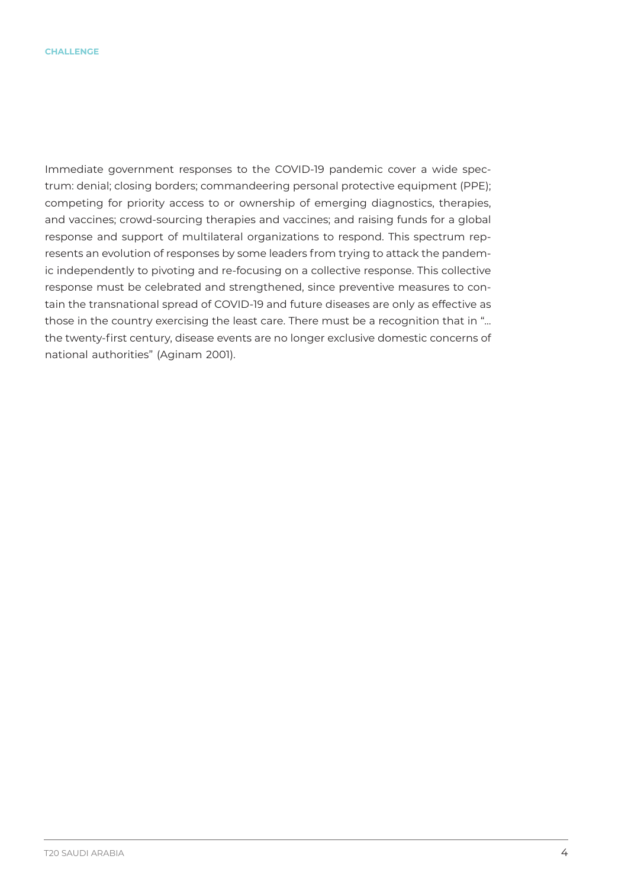## CHALLENGE

Immediate government responses to the COVID-19 pandemic cover a wide spectrum: denial; closing borders; commandeering personal protective equipment (PPE); competing for priority access to or ownership of emerging diagnostics, therapies, and vaccines; crowd-sourcing therapies and vaccines; and raising funds for a global response and support of multilateral organizations to respond. This spectrum represents an evolution of responses by some leaders from trying to attack the pandemic independently to pivoting and re-focusing on a collective response. This collective response must be celebrated and strengthened, since preventive measures to contain the transnational spread of COVID-19 and future diseases are only as effective as those in the country exercising the least care. There must be a recognition that in "… the twenty-first century, disease events are no longer exclusive domestic concerns of national authorities" (Aginam 2001).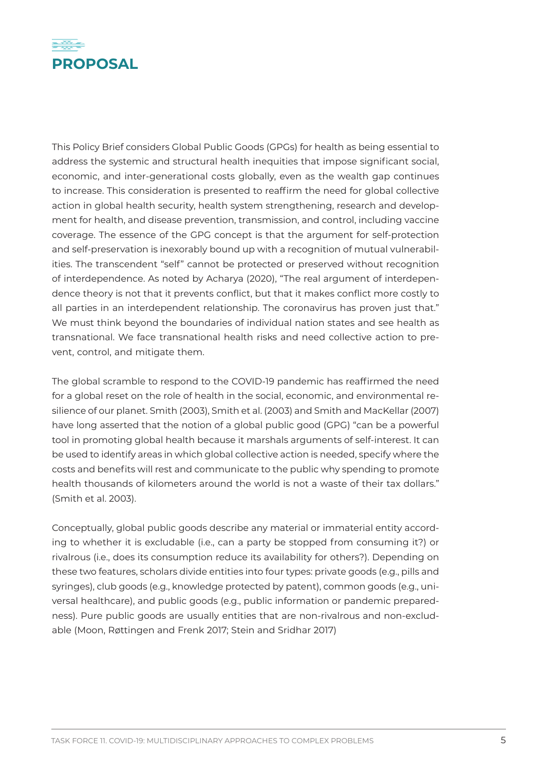# PROPOSAL

This Policy Brief considers Global Public Goods (GPGs) for health as being essential to address the systemic and structural health inequities that impose significant social, economic, and inter-generational costs globally, even as the wealth gap continues to increase. This consideration is presented to reaffirm the need for global collective action in global health security, health system strengthening, research and development for health, and disease prevention, transmission, and control, including vaccine coverage. The essence of the GPG concept is that the argument for self-protection and self-preservation is inexorably bound up with a recognition of mutual vulnerabilities. The transcendent "self" cannot be protected or preserved without recognition of interdependence. As noted by Acharya (2020), "The real argument of interdependence theory is not that it prevents conflict, but that it makes conflict more costly to all parties in an interdependent relationship. The coronavirus has proven just that." We must think beyond the boundaries of individual nation states and see health as transnational. We face transnational health risks and need collective action to prevent, control, and mitigate them.

The global scramble to respond to the COVID-19 pandemic has reaffirmed the need for a global reset on the role of health in the social, economic, and environmental resilience of our planet. Smith (2003), Smith et al. (2003) and Smith and MacKellar (2007) have long asserted that the notion of a global public good (GPG) "can be a powerful tool in promoting global health because it marshals arguments of self-interest. It can be used to identify areas in which global collective action is needed, specify where the costs and benefits will rest and communicate to the public why spending to promote health thousands of kilometers around the world is not a waste of their tax dollars." (Smith et al. 2003).

Conceptually, global public goods describe any material or immaterial entity according to whether it is excludable (i.e., can a party be stopped from consuming it?) or rivalrous (i.e., does its consumption reduce its availability for others?). Depending on these two features, scholars divide entities into four types: private goods (e.g., pills and syringes), club goods (e.g., knowledge protected by patent), common goods (e.g., universal healthcare), and public goods (e.g., public information or pandemic preparedness). Pure public goods are usually entities that are non-rivalrous and non-excludable (Moon, Røttingen and Frenk 2017; Stein and Sridhar 2017)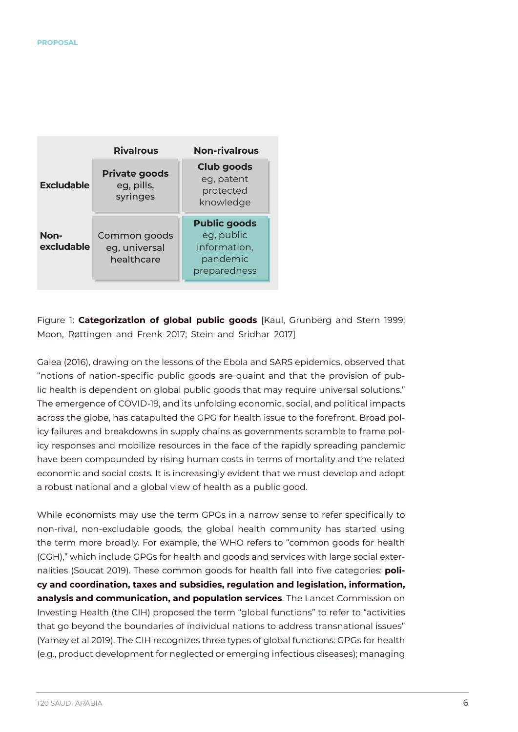| | Rivalrous | Non-rivalrous |
|---|---|---|
| **Excludable** | **Private goods** eg, pills, syringes | **Club goods** eg, patent protected knowledge |
| **Non-excludable** | Common goods eg, universal healthcare | **Public goods** eg, public information, pandemic preparedness |

Figure 1: **Categorization of global public goods** [Kaul, Grunberg and Stern 1999; Moon, Røttingen and Frenk 2017; Stein and Sridhar 2017]

Galea (2016), drawing on the lessons of the Ebola and SARS epidemics, observed that "notions of nation-specific public goods are quaint and that the provision of public health is dependent on global public goods that may require universal solutions." The emergence of COVID-19, and its unfolding economic, social, and political impacts across the globe, has catapulted the GPG for health issue to the forefront. Broad policy failures and breakdowns in supply chains as governments scramble to frame policy responses and mobilize resources in the face of the rapidly spreading pandemic have been compounded by rising human costs in terms of mortality and the related economic and social costs. It is increasingly evident that we must develop and adopt a robust national and a global view of health as a public good.

While economists may use the term GPGs in a narrow sense to refer specifically to non-rival, non-excludable goods, the global health community has started using the term more broadly. For example, the WHO refers to "common goods for health (CGH)," which include GPGs for health and goods and services with large social externalities (Soucat 2019). These common goods for health fall into five categories: **policy and coordination, taxes and subsidies, regulation and legislation, information, analysis and communication, and population services**. The Lancet Commission on Investing Health (the CIH) proposed the term "global functions" to refer to "activities that go beyond the boundaries of individual nations to address transnational issues" (Yamey et al 2019). The CIH recognizes three types of global functions: GPGs for health (e.g., product development for neglected or emerging infectious diseases); managing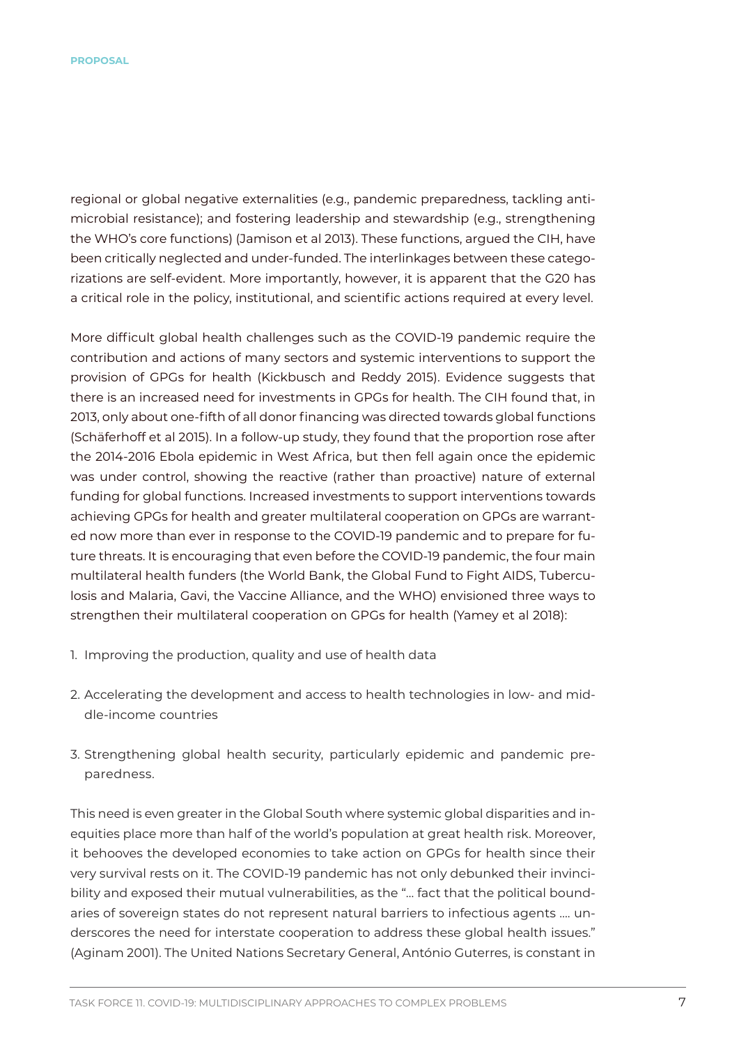regional or global negative externalities (e.g., pandemic preparedness, tackling anti-microbial resistance); and fostering leadership and stewardship (e.g., strengthening the WHO's core functions) (Jamison et al 2013). These functions, argued the CIH, have been critically neglected and under-funded. The interlinkages between these categorizations are self-evident. More importantly, however, it is apparent that the G20 has a critical role in the policy, institutional, and scientific actions required at every level.

More difficult global health challenges such as the COVID-19 pandemic require the contribution and actions of many sectors and systemic interventions to support the provision of GPGs for health (Kickbusch and Reddy 2015). Evidence suggests that there is an increased need for investments in GPGs for health. The CIH found that, in 2013, only about one-fifth of all donor financing was directed towards global functions (Schäferhoff et al 2015). In a follow-up study, they found that the proportion rose after the 2014-2016 Ebola epidemic in West Africa, but then fell again once the epidemic was under control, showing the reactive (rather than proactive) nature of external funding for global functions. Increased investments to support interventions towards achieving GPGs for health and greater multilateral cooperation on GPGs are warranted now more than ever in response to the COVID-19 pandemic and to prepare for future threats. It is encouraging that even before the COVID-19 pandemic, the four main multilateral health funders (the World Bank, the Global Fund to Fight AIDS, Tuberculosis and Malaria, Gavi, the Vaccine Alliance, and the WHO) envisioned three ways to strengthen their multilateral cooperation on GPGs for health (Yamey et al 2018):

1. Improving the production, quality and use of health data
2. Accelerating the development and access to health technologies in low- and middle-income countries
3. Strengthening global health security, particularly epidemic and pandemic preparedness.

This need is even greater in the Global South where systemic global disparities and inequities place more than half of the world's population at great health risk. Moreover, it behooves the developed economies to take action on GPGs for health since their very survival rests on it. The COVID-19 pandemic has not only debunked their invincibility and exposed their mutual vulnerabilities, as the "… fact that the political boundaries of sovereign states do not represent natural barriers to infectious agents …. underscores the need for interstate cooperation to address these global health issues." (Aginam 2001). The United Nations Secretary General, António Guterres, is constant in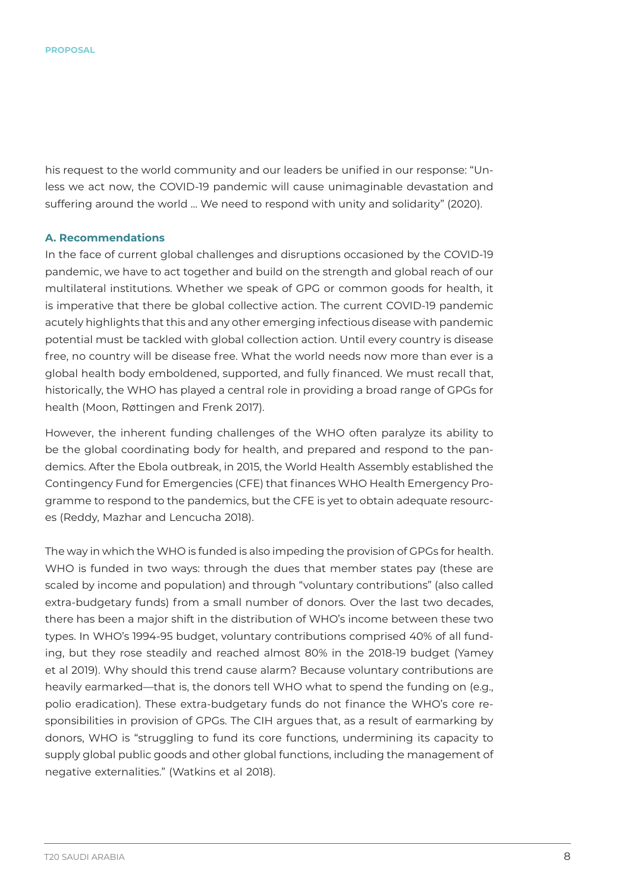his request to the world community and our leaders be unified in our response: "Unless we act now, the COVID-19 pandemic will cause unimaginable devastation and suffering around the world ... We need to respond with unity and solidarity" (2020).

### A. Recommendations

In the face of current global challenges and disruptions occasioned by the COVID-19 pandemic, we have to act together and build on the strength and global reach of our multilateral institutions. Whether we speak of GPG or common goods for health, it is imperative that there be global collective action. The current COVID-19 pandemic acutely highlights that this and any other emerging infectious disease with pandemic potential must be tackled with global collection action. Until every country is disease free, no country will be disease free. What the world needs now more than ever is a global health body emboldened, supported, and fully financed. We must recall that, historically, the WHO has played a central role in providing a broad range of GPGs for health (Moon, Røttingen and Frenk 2017).

However, the inherent funding challenges of the WHO often paralyze its ability to be the global coordinating body for health, and prepared and respond to the pandemics. After the Ebola outbreak, in 2015, the World Health Assembly established the Contingency Fund for Emergencies (CFE) that finances WHO Health Emergency Programme to respond to the pandemics, but the CFE is yet to obtain adequate resources (Reddy, Mazhar and Lencucha 2018).

The way in which the WHO is funded is also impeding the provision of GPGs for health. WHO is funded in two ways: through the dues that member states pay (these are scaled by income and population) and through "voluntary contributions" (also called extra-budgetary funds) from a small number of donors. Over the last two decades, there has been a major shift in the distribution of WHO's income between these two types. In WHO's 1994-95 budget, voluntary contributions comprised 40% of all funding, but they rose steadily and reached almost 80% in the 2018-19 budget (Yamey et al 2019). Why should this trend cause alarm? Because voluntary contributions are heavily earmarked—that is, the donors tell WHO what to spend the funding on (e.g., polio eradication). These extra-budgetary funds do not finance the WHO's core responsibilities in provision of GPGs. The CIH argues that, as a result of earmarking by donors, WHO is "struggling to fund its core functions, undermining its capacity to supply global public goods and other global functions, including the management of negative externalities." (Watkins et al 2018).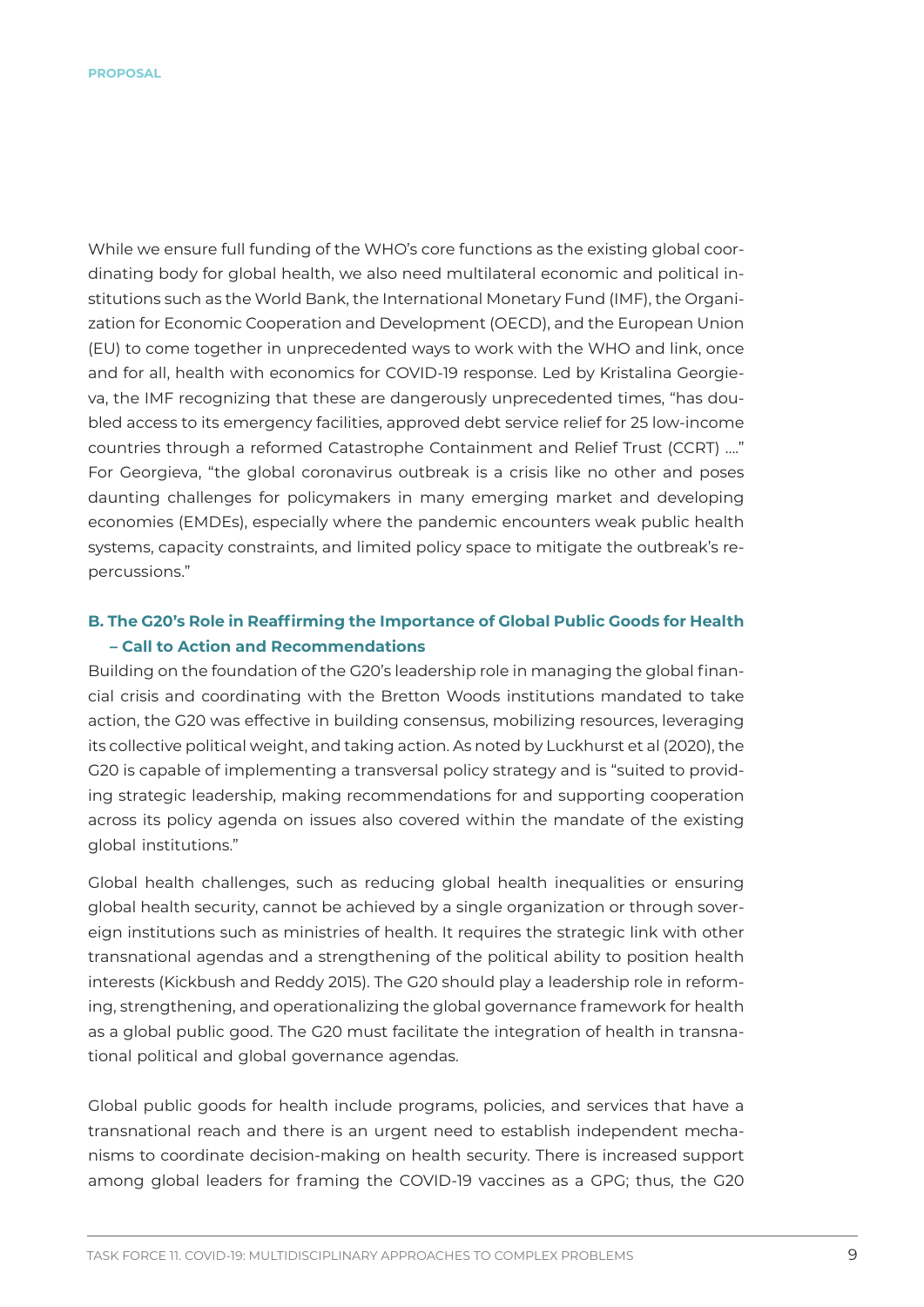While we ensure full funding of the WHO's core functions as the existing global coordinating body for global health, we also need multilateral economic and political institutions such as the World Bank, the International Monetary Fund (IMF), the Organization for Economic Cooperation and Development (OECD), and the European Union (EU) to come together in unprecedented ways to work with the WHO and link, once and for all, health with economics for COVID-19 response. Led by Kristalina Georgieva, the IMF recognizing that these are dangerously unprecedented times, "has doubled access to its emergency facilities, approved debt service relief for 25 low-income countries through a reformed Catastrophe Containment and Relief Trust (CCRT) …." For Georgieva, "the global coronavirus outbreak is a crisis like no other and poses daunting challenges for policymakers in many emerging market and developing economies (EMDEs), especially where the pandemic encounters weak public health systems, capacity constraints, and limited policy space to mitigate the outbreak's repercussions."

### B. The G20's Role in Reaffirming the Importance of Global Public Goods for Health – Call to Action and Recommendations

Building on the foundation of the G20's leadership role in managing the global financial crisis and coordinating with the Bretton Woods institutions mandated to take action, the G20 was effective in building consensus, mobilizing resources, leveraging its collective political weight, and taking action. As noted by Luckhurst et al (2020), the G20 is capable of implementing a transversal policy strategy and is "suited to providing strategic leadership, making recommendations for and supporting cooperation across its policy agenda on issues also covered within the mandate of the existing global institutions."

Global health challenges, such as reducing global health inequalities or ensuring global health security, cannot be achieved by a single organization or through sovereign institutions such as ministries of health. It requires the strategic link with other transnational agendas and a strengthening of the political ability to position health interests (Kickbush and Reddy 2015). The G20 should play a leadership role in reforming, strengthening, and operationalizing the global governance framework for health as a global public good. The G20 must facilitate the integration of health in transnational political and global governance agendas.

Global public goods for health include programs, policies, and services that have a transnational reach and there is an urgent need to establish independent mechanisms to coordinate decision-making on health security. There is increased support among global leaders for framing the COVID-19 vaccines as a GPG; thus, the G20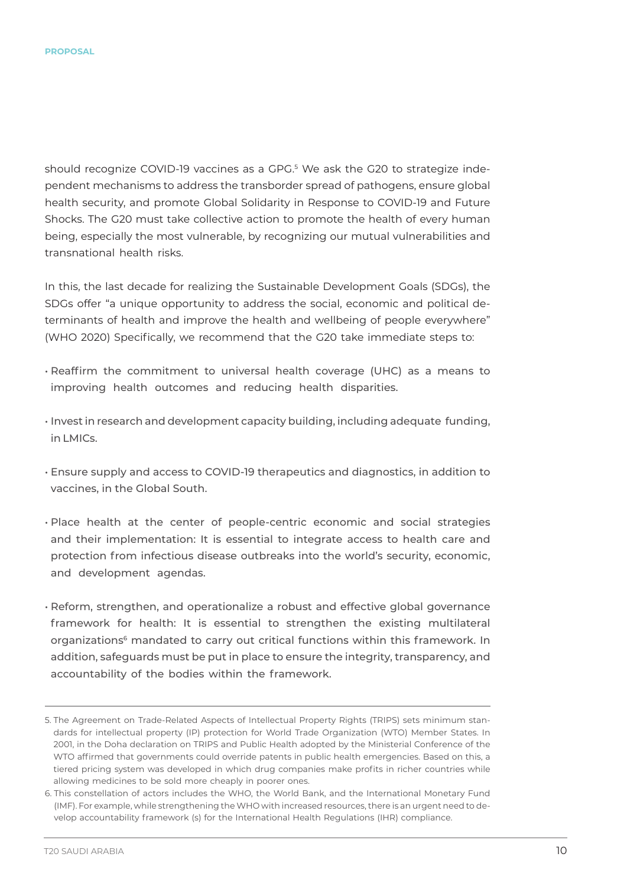should recognize COVID-19 vaccines as a GPG.[5] We ask the G20 to strategize independent mechanisms to address the transborder spread of pathogens, ensure global health security, and promote Global Solidarity in Response to COVID-19 and Future Shocks. The G20 must take collective action to promote the health of every human being, especially the most vulnerable, by recognizing our mutual vulnerabilities and transnational health risks.

In this, the last decade for realizing the Sustainable Development Goals (SDGs), the SDGs offer "a unique opportunity to address the social, economic and political determinants of health and improve the health and wellbeing of people everywhere" (WHO 2020) Specifically, we recommend that the G20 take immediate steps to:

- Reaffirm the commitment to universal health coverage (UHC) as a means to improving health outcomes and reducing health disparities.
- Invest in research and development capacity building, including adequate funding, in LMICs.
- Ensure supply and access to COVID-19 therapeutics and diagnostics, in addition to vaccines, in the Global South.
- Place health at the center of people-centric economic and social strategies and their implementation: It is essential to integrate access to health care and protection from infectious disease outbreaks into the world's security, economic, and development agendas.
- Reform, strengthen, and operationalize a robust and effective global governance framework for health: It is essential to strengthen the existing multilateral organizations[6] mandated to carry out critical functions within this framework. In addition, safeguards must be put in place to ensure the integrity, transparency, and accountability of the bodies within the framework.

---

5. The Agreement on Trade-Related Aspects of Intellectual Property Rights (TRIPS) sets minimum standards for intellectual property (IP) protection for World Trade Organization (WTO) Member States. In 2001, in the Doha declaration on TRIPS and Public Health adopted by the Ministerial Conference of the WTO affirmed that governments could override patents in public health emergencies. Based on this, a tiered pricing system was developed in which drug companies make profits in richer countries while allowing medicines to be sold more cheaply in poorer ones.

6. This constellation of actors includes the WHO, the World Bank, and the International Monetary Fund (IMF). For example, while strengthening the WHO with increased resources, there is an urgent need to develop accountability framework (s) for the International Health Regulations (IHR) compliance.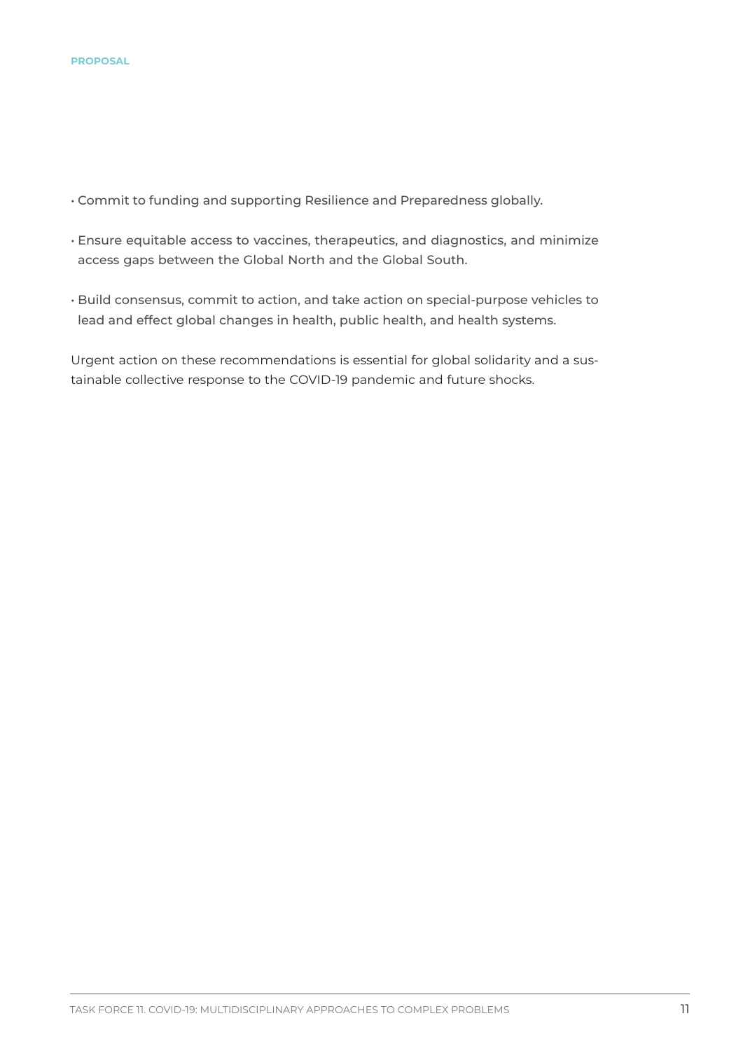- Commit to funding and supporting Resilience and Preparedness globally.
- Ensure equitable access to vaccines, therapeutics, and diagnostics, and minimize access gaps between the Global North and the Global South.
- Build consensus, commit to action, and take action on special-purpose vehicles to lead and effect global changes in health, public health, and health systems.

Urgent action on these recommendations is essential for global solidarity and a sustainable collective response to the COVID-19 pandemic and future shocks.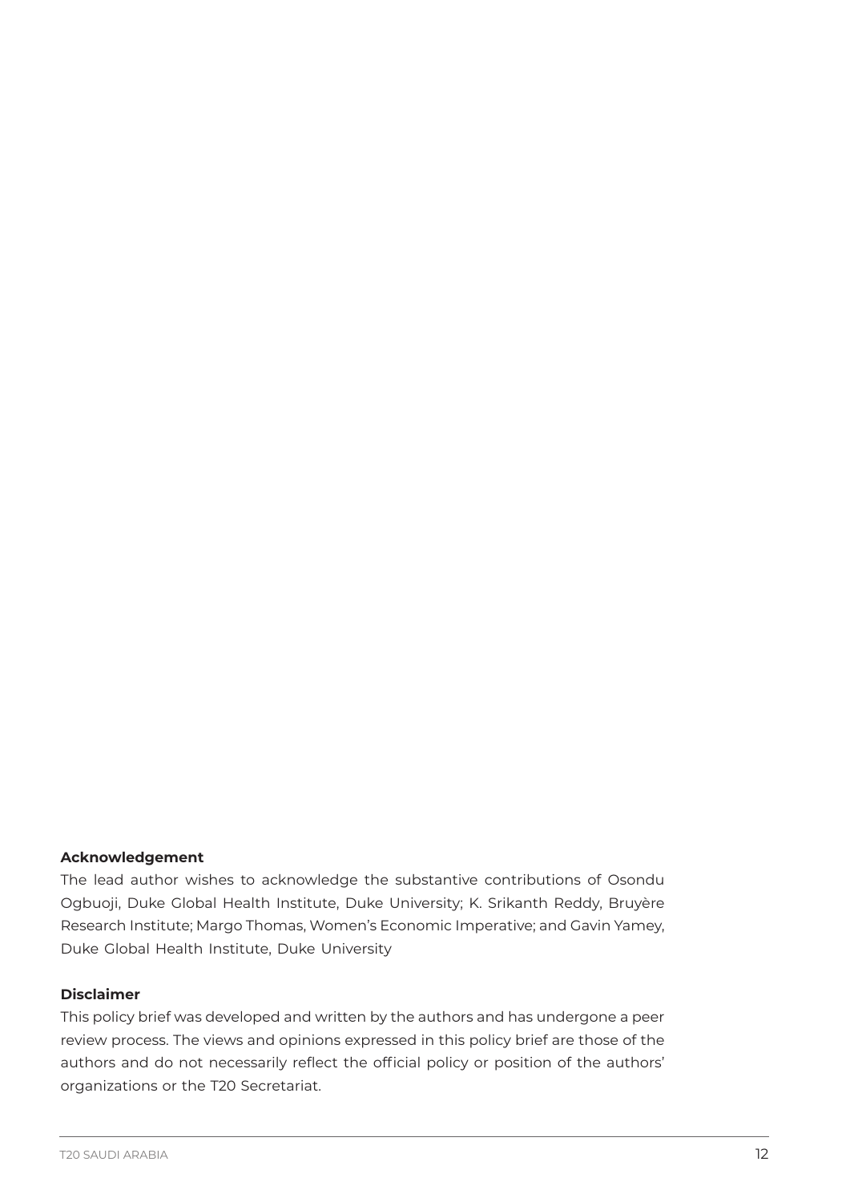**Acknowledgement**

The lead author wishes to acknowledge the substantive contributions of Osondu Ogbuoji, Duke Global Health Institute, Duke University; K. Srikanth Reddy, Bruyère Research Institute; Margo Thomas, Women's Economic Imperative; and Gavin Yamey, Duke Global Health Institute, Duke University

**Disclaimer**

This policy brief was developed and written by the authors and has undergone a peer review process. The views and opinions expressed in this policy brief are those of the authors and do not necessarily reflect the official policy or position of the authors' organizations or the T20 Secretariat.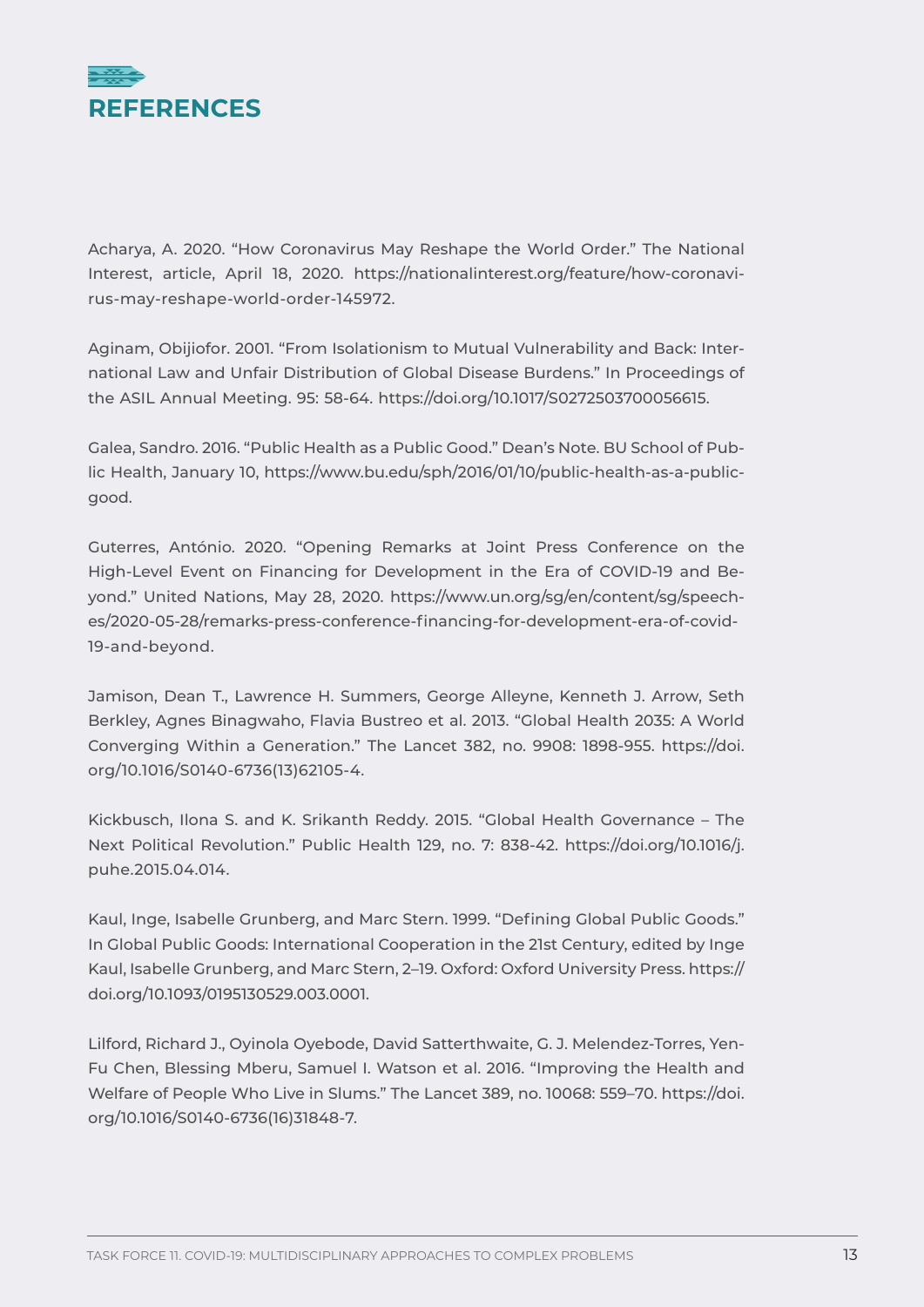## REFERENCES

Acharya, A. 2020. "How Coronavirus May Reshape the World Order." The National Interest, article, April 18, 2020. https://nationalinterest.org/feature/how-coronavirus-may-reshape-world-order-145972.

Aginam, Obijiofor. 2001. "From Isolationism to Mutual Vulnerability and Back: International Law and Unfair Distribution of Global Disease Burdens." In Proceedings of the ASIL Annual Meeting. 95: 58-64. https://doi.org/10.1017/S0272503700056615.

Galea, Sandro. 2016. "Public Health as a Public Good." Dean's Note. BU School of Public Health, January 10, https://www.bu.edu/sph/2016/01/10/public-health-as-a-public-good.

Guterres, António. 2020. "Opening Remarks at Joint Press Conference on the High-Level Event on Financing for Development in the Era of COVID-19 and Beyond." United Nations, May 28, 2020. https://www.un.org/sg/en/content/sg/speeches/2020-05-28/remarks-press-conference-financing-for-development-era-of-covid-19-and-beyond.

Jamison, Dean T., Lawrence H. Summers, George Alleyne, Kenneth J. Arrow, Seth Berkley, Agnes Binagwaho, Flavia Bustreo et al. 2013. "Global Health 2035: A World Converging Within a Generation." The Lancet 382, no. 9908: 1898-955. https://doi.org/10.1016/S0140-6736(13)62105-4.

Kickbusch, Ilona S. and K. Srikanth Reddy. 2015. "Global Health Governance – The Next Political Revolution." Public Health 129, no. 7: 838-42. https://doi.org/10.1016/j.puhe.2015.04.014.

Kaul, Inge, Isabelle Grunberg, and Marc Stern. 1999. "Defining Global Public Goods." In Global Public Goods: International Cooperation in the 21st Century, edited by Inge Kaul, Isabelle Grunberg, and Marc Stern, 2–19. Oxford: Oxford University Press. https://doi.org/10.1093/0195130529.003.0001.

Lilford, Richard J., Oyinola Oyebode, David Satterthwaite, G. J. Melendez-Torres, Yen-Fu Chen, Blessing Mberu, Samuel I. Watson et al. 2016. "Improving the Health and Welfare of People Who Live in Slums." The Lancet 389, no. 10068: 559–70. https://doi.org/10.1016/S0140-6736(16)31848-7.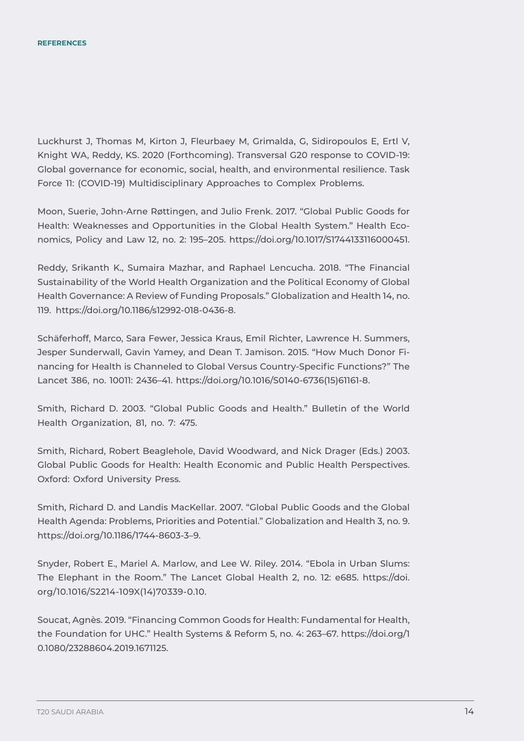**REFERENCES**

Luckhurst J, Thomas M, Kirton J, Fleurbaey M, Grimalda, G, Sidiropoulos E, Ertl V, Knight WA, Reddy, KS. 2020 (Forthcoming). Transversal G20 response to COVID-19: Global governance for economic, social, health, and environmental resilience. Task Force 11: (COVID-19) Multidisciplinary Approaches to Complex Problems.

Moon, Suerie, John-Arne Røttingen, and Julio Frenk. 2017. "Global Public Goods for Health: Weaknesses and Opportunities in the Global Health System." Health Economics, Policy and Law 12, no. 2: 195–205. https://doi.org/10.1017/S1744133116000451.

Reddy, Srikanth K., Sumaira Mazhar, and Raphael Lencucha. 2018. "The Financial Sustainability of the World Health Organization and the Political Economy of Global Health Governance: A Review of Funding Proposals." Globalization and Health 14, no. 119. https://doi.org/10.1186/s12992-018-0436-8.

Schäferhoff, Marco, Sara Fewer, Jessica Kraus, Emil Richter, Lawrence H. Summers, Jesper Sunderwall, Gavin Yamey, and Dean T. Jamison. 2015. "How Much Donor Financing for Health is Channeled to Global Versus Country-Specific Functions?" The Lancet 386, no. 10011: 2436–41. https://doi.org/10.1016/S0140-6736(15)61161-8.

Smith, Richard D. 2003. "Global Public Goods and Health." Bulletin of the World Health Organization, 81, no. 7: 475.

Smith, Richard, Robert Beaglehole, David Woodward, and Nick Drager (Eds.) 2003. Global Public Goods for Health: Health Economic and Public Health Perspectives. Oxford: Oxford University Press.

Smith, Richard D. and Landis MacKellar. 2007. "Global Public Goods and the Global Health Agenda: Problems, Priorities and Potential." Globalization and Health 3, no. 9. https://doi.org/10.1186/1744-8603-3–9.

Snyder, Robert E., Mariel A. Marlow, and Lee W. Riley. 2014. "Ebola in Urban Slums: The Elephant in the Room." The Lancet Global Health 2, no. 12: e685. https://doi.org/10.1016/S2214-109X(14)70339-0.10.

Soucat, Agnès. 2019. "Financing Common Goods for Health: Fundamental for Health, the Foundation for UHC." Health Systems & Reform 5, no. 4: 263–67. https://doi.org/10.1080/23288604.2019.1671125.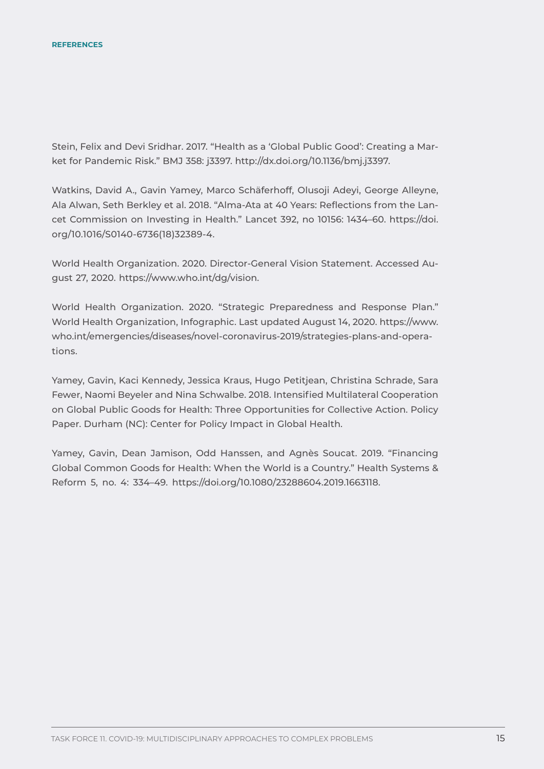Stein, Felix and Devi Sridhar. 2017. "Health as a 'Global Public Good': Creating a Market for Pandemic Risk." BMJ 358: j3397. http://dx.doi.org/10.1136/bmj.j3397.

Watkins, David A., Gavin Yamey, Marco Schäferhoff, Olusoji Adeyi, George Alleyne, Ala Alwan, Seth Berkley et al. 2018. "Alma-Ata at 40 Years: Reflections from the Lancet Commission on Investing in Health." Lancet 392, no 10156: 1434–60. https://doi.org/10.1016/S0140-6736(18)32389-4.

World Health Organization. 2020. Director-General Vision Statement. Accessed August 27, 2020. https://www.who.int/dg/vision.

World Health Organization. 2020. "Strategic Preparedness and Response Plan." World Health Organization, Infographic. Last updated August 14, 2020. https://www.who.int/emergencies/diseases/novel-coronavirus-2019/strategies-plans-and-operations.

Yamey, Gavin, Kaci Kennedy, Jessica Kraus, Hugo Petitjean, Christina Schrade, Sara Fewer, Naomi Beyeler and Nina Schwalbe. 2018. Intensified Multilateral Cooperation on Global Public Goods for Health: Three Opportunities for Collective Action. Policy Paper. Durham (NC): Center for Policy Impact in Global Health.

Yamey, Gavin, Dean Jamison, Odd Hanssen, and Agnès Soucat. 2019. "Financing Global Common Goods for Health: When the World is a Country." Health Systems & Reform 5, no. 4: 334–49. https://doi.org/10.1080/23288604.2019.1663118.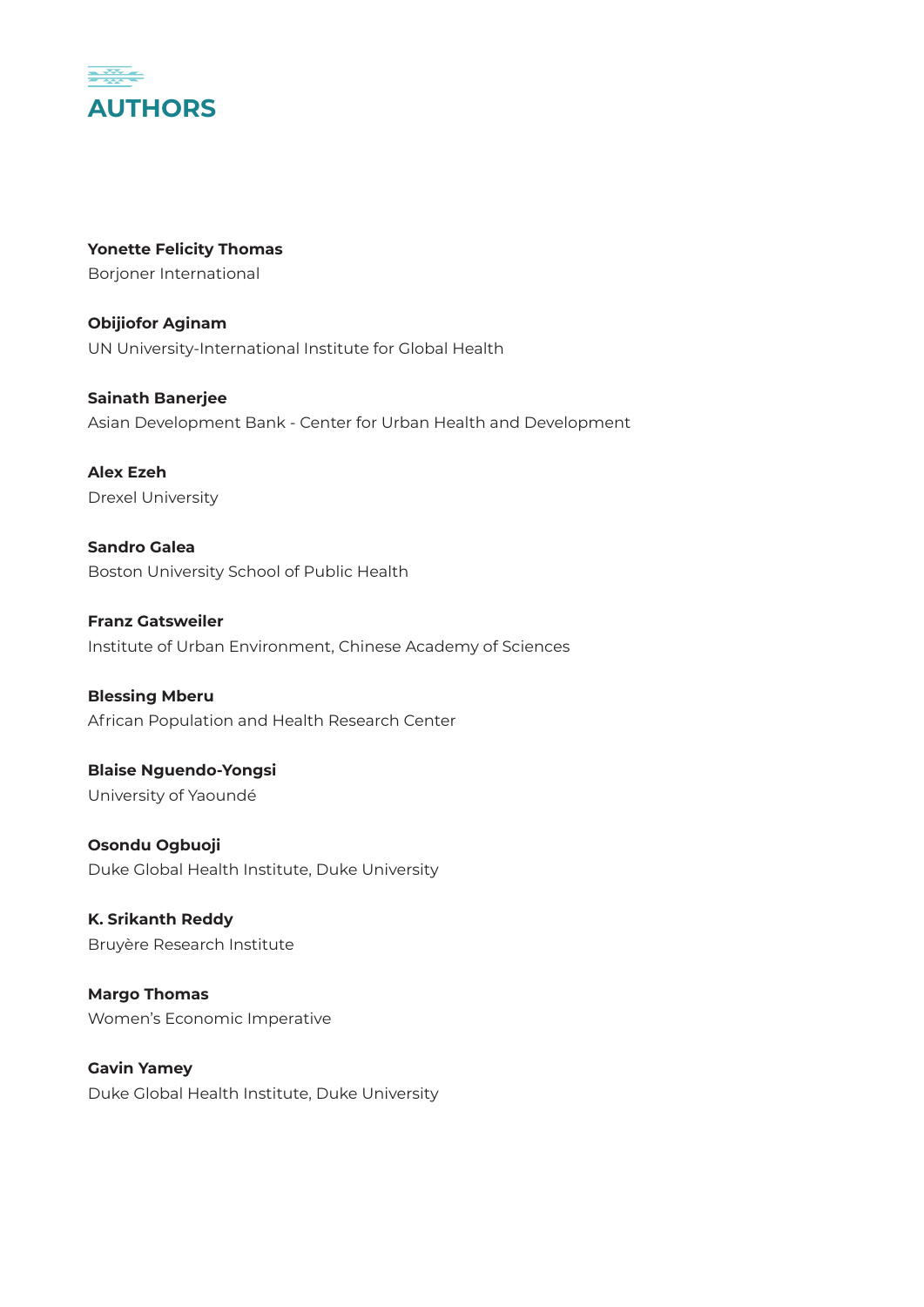# AUTHORS

**Yonette Felicity Thomas**
Borjoner International

**Obijiofor Aginam**
UN University-International Institute for Global Health

**Sainath Banerjee**
Asian Development Bank - Center for Urban Health and Development

**Alex Ezeh**
Drexel University

**Sandro Galea**
Boston University School of Public Health

**Franz Gatsweiler**
Institute of Urban Environment, Chinese Academy of Sciences

**Blessing Mberu**
African Population and Health Research Center

**Blaise Nguendo-Yongsi**
University of Yaoundé

**Osondu Ogbuoji**
Duke Global Health Institute, Duke University

**K. Srikanth Reddy**
Bruyère Research Institute

**Margo Thomas**
Women's Economic Imperative

**Gavin Yamey**
Duke Global Health Institute, Duke University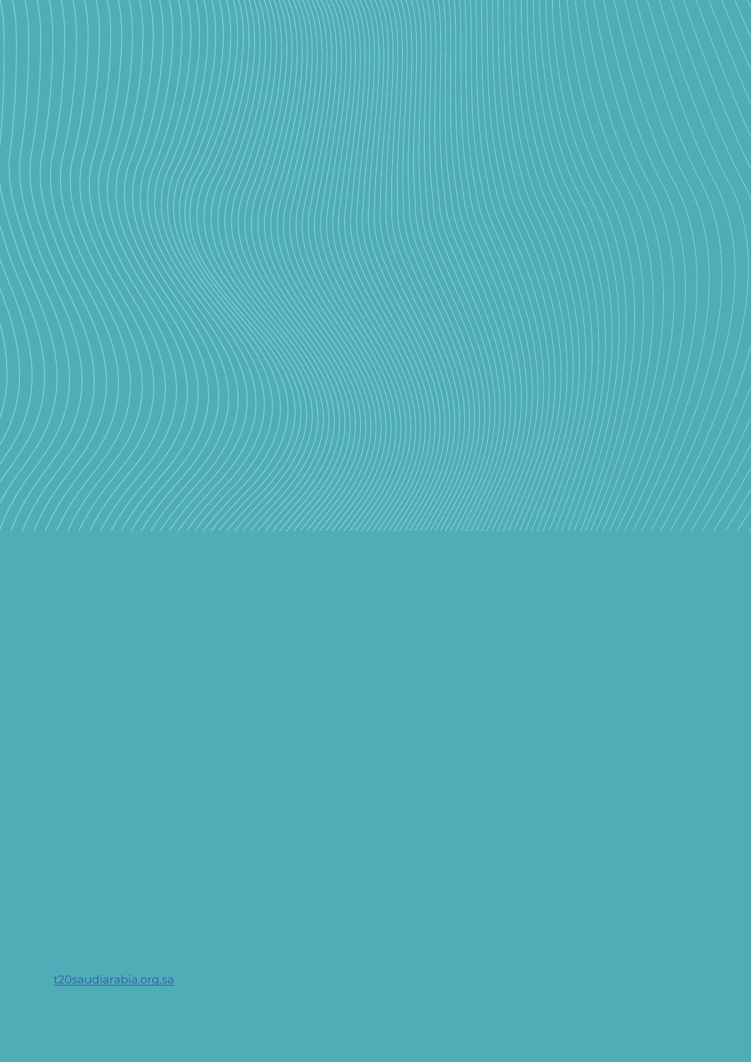t20saudiarabia.org.sa